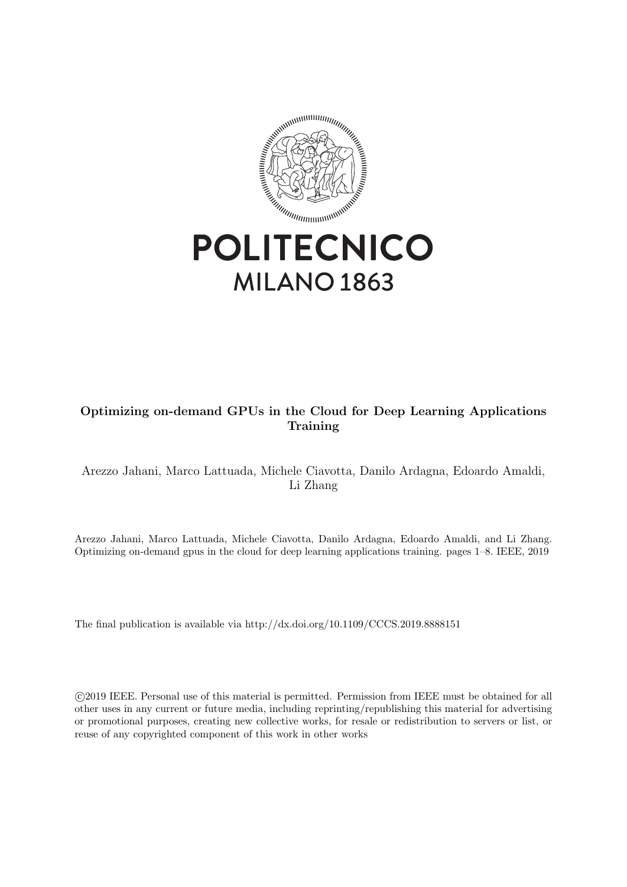POLITECNICO
MILANO 1863

**Optimizing on-demand GPUs in the Cloud for Deep Learning Applications Training**

Arezzo Jahani, Marco Lattuada, Michele Ciavotta, Danilo Ardagna, Edoardo Amaldi, Li Zhang

Arezzo Jahani, Marco Lattuada, Michele Ciavotta, Danilo Ardagna, Edoardo Amaldi, and Li Zhang. Optimizing on-demand gpus in the cloud for deep learning applications training. pages 1–8. IEEE, 2019

The final publication is available via http://dx.doi.org/10.1109/CCCS.2019.8888151

©2019 IEEE. Personal use of this material is permitted. Permission from IEEE must be obtained for all other uses in any current or future media, including reprinting/republishing this material for advertising or promotional purposes, creating new collective works, for resale or redistribution to servers or list, or reuse of any copyrighted component of this work in other works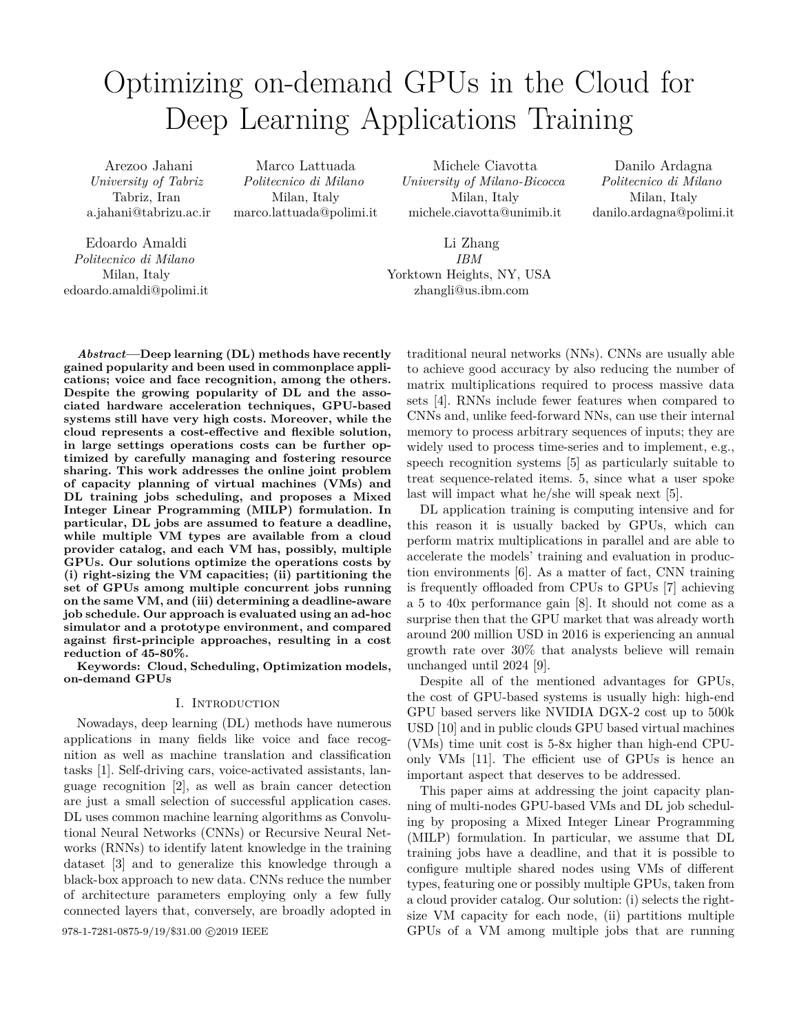# Optimizing on-demand GPUs in the Cloud for Deep Learning Applications Training

Arezoo Jahani
*University of Tabriz*
Tabriz, Iran
a.jahani@tabrizu.ac.ir

Marco Lattuada
*Politecnico di Milano*
Milan, Italy
marco.lattuada@polimi.it

Michele Ciavotta
*University of Milano-Bicocca*
Milan, Italy
michele.ciavotta@unimib.it

Danilo Ardagna
*Politecnico di Milano*
Milan, Italy
danilo.ardagna@polimi.it

Edoardo Amaldi
*Politecnico di Milano*
Milan, Italy
edoardo.amaldi@polimi.it

Li Zhang
*IBM*
Yorktown Heights, NY, USA
zhangli@us.ibm.com

***Abstract*—Deep learning (DL) methods have recently gained popularity and been used in commonplace applications; voice and face recognition, among the others. Despite the growing popularity of DL and the associated hardware acceleration techniques, GPU-based systems still have very high costs. Moreover, while the cloud represents a cost-effective and flexible solution, in large settings operations costs can be further optimized by carefully managing and fostering resource sharing. This work addresses the online joint problem of capacity planning of virtual machines (VMs) and DL training jobs scheduling, and proposes a Mixed Integer Linear Programming (MILP) formulation. In particular, DL jobs are assumed to feature a deadline, while multiple VM types are available from a cloud provider catalog, and each VM has, possibly, multiple GPUs. Our solutions optimize the operations costs by (i) right-sizing the VM capacities; (ii) partitioning the set of GPUs among multiple concurrent jobs running on the same VM, and (iii) determining a deadline-aware job schedule. Our approach is evaluated using an ad-hoc simulator and a prototype environment, and compared against first-principle approaches, resulting in a cost reduction of 45-80%.**

**Keywords: Cloud, Scheduling, Optimization models, on-demand GPUs**

## I. Introduction

Nowadays, deep learning (DL) methods have numerous applications in many fields like voice and face recognition as well as machine translation and classification tasks [1]. Self-driving cars, voice-activated assistants, language recognition [2], as well as brain cancer detection are just a small selection of successful application cases. DL uses common machine learning algorithms as Convolutional Neural Networks (CNNs) or Recursive Neural Networks (RNNs) to identify latent knowledge in the training dataset [3] and to generalize this knowledge through a black-box approach to new data. CNNs reduce the number of architecture parameters employing only a few fully connected layers that, conversely, are broadly adopted in traditional neural networks (NNs). CNNs are usually able to achieve good accuracy by also reducing the number of matrix multiplications required to process massive data sets [4]. RNNs include fewer features when compared to CNNs and, unlike feed-forward NNs, can use their internal memory to process arbitrary sequences of inputs; they are widely used to process time-series and to implement, e.g., speech recognition systems [5] as particularly suitable to treat sequence-related items. 5, since what a user spoke last will impact what he/she will speak next [5].

DL application training is computing intensive and for this reason it is usually backed by GPUs, which can perform matrix multiplications in parallel and are able to accelerate the models' training and evaluation in production environments [6]. As a matter of fact, CNN training is frequently offloaded from CPUs to GPUs [7] achieving a 5 to 40x performance gain [8]. It should not come as a surprise then that the GPU market that was already worth around 200 million USD in 2016 is experiencing an annual growth rate over 30% that analysts believe will remain unchanged until 2024 [9].

Despite all of the mentioned advantages for GPUs, the cost of GPU-based systems is usually high: high-end GPU based servers like NVIDIA DGX-2 cost up to 500k USD [10] and in public clouds GPU based virtual machines (VMs) time unit cost is 5-8x higher than high-end CPU-only VMs [11]. The efficient use of GPUs is hence an important aspect that deserves to be addressed.

This paper aims at addressing the joint capacity planning of multi-nodes GPU-based VMs and DL job scheduling by proposing a Mixed Integer Linear Programming (MILP) formulation. In particular, we assume that DL training jobs have a deadline, and that it is possible to configure multiple shared nodes using VMs of different types, featuring one or possibly multiple GPUs, taken from a cloud provider catalog. Our solution: (i) selects the right-size VM capacity for each node, (ii) partitions multiple GPUs of a VM among multiple jobs that are running

978-1-7281-0875-9/19/$31.00 ©2019 IEEE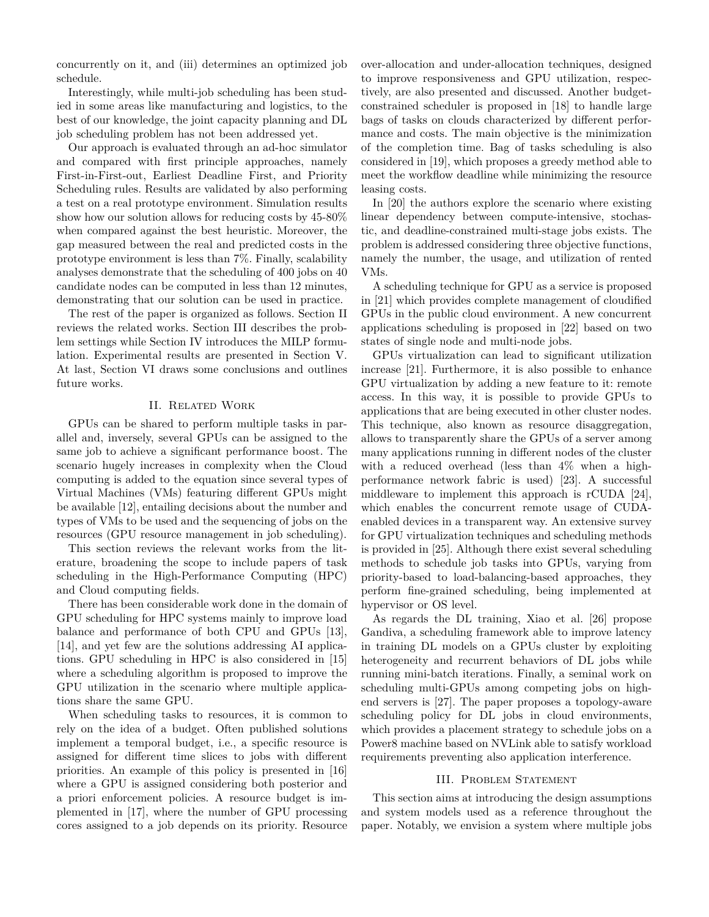concurrently on it, and (iii) determines an optimized job schedule.

Interestingly, while multi-job scheduling has been studied in some areas like manufacturing and logistics, to the best of our knowledge, the joint capacity planning and DL job scheduling problem has not been addressed yet.

Our approach is evaluated through an ad-hoc simulator and compared with first principle approaches, namely First-in-First-out, Earliest Deadline First, and Priority Scheduling rules. Results are validated by also performing a test on a real prototype environment. Simulation results show how our solution allows for reducing costs by 45-80% when compared against the best heuristic. Moreover, the gap measured between the real and predicted costs in the prototype environment is less than 7%. Finally, scalability analyses demonstrate that the scheduling of 400 jobs on 40 candidate nodes can be computed in less than 12 minutes, demonstrating that our solution can be used in practice.

The rest of the paper is organized as follows. Section II reviews the related works. Section III describes the problem settings while Section IV introduces the MILP formulation. Experimental results are presented in Section V. At last, Section VI draws some conclusions and outlines future works.

## II. Related Work

GPUs can be shared to perform multiple tasks in parallel and, inversely, several GPUs can be assigned to the same job to achieve a significant performance boost. The scenario hugely increases in complexity when the Cloud computing is added to the equation since several types of Virtual Machines (VMs) featuring different GPUs might be available [12], entailing decisions about the number and types of VMs to be used and the sequencing of jobs on the resources (GPU resource management in job scheduling).

This section reviews the relevant works from the literature, broadening the scope to include papers of task scheduling in the High-Performance Computing (HPC) and Cloud computing fields.

There has been considerable work done in the domain of GPU scheduling for HPC systems mainly to improve load balance and performance of both CPU and GPUs [13], [14], and yet few are the solutions addressing AI applications. GPU scheduling in HPC is also considered in [15] where a scheduling algorithm is proposed to improve the GPU utilization in the scenario where multiple applications share the same GPU.

When scheduling tasks to resources, it is common to rely on the idea of a budget. Often published solutions implement a temporal budget, i.e., a specific resource is assigned for different time slices to jobs with different priorities. An example of this policy is presented in [16] where a GPU is assigned considering both posterior and a priori enforcement policies. A resource budget is implemented in [17], where the number of GPU processing cores assigned to a job depends on its priority. Resource over-allocation and under-allocation techniques, designed to improve responsiveness and GPU utilization, respectively, are also presented and discussed. Another budget-constrained scheduler is proposed in [18] to handle large bags of tasks on clouds characterized by different performance and costs. The main objective is the minimization of the completion time. Bag of tasks scheduling is also considered in [19], which proposes a greedy method able to meet the workflow deadline while minimizing the resource leasing costs.

In [20] the authors explore the scenario where existing linear dependency between compute-intensive, stochastic, and deadline-constrained multi-stage jobs exists. The problem is addressed considering three objective functions, namely the number, the usage, and utilization of rented VMs.

A scheduling technique for GPU as a service is proposed in [21] which provides complete management of cloudified GPUs in the public cloud environment. A new concurrent applications scheduling is proposed in [22] based on two states of single node and multi-node jobs.

GPUs virtualization can lead to significant utilization increase [21]. Furthermore, it is also possible to enhance GPU virtualization by adding a new feature to it: remote access. In this way, it is possible to provide GPUs to applications that are being executed in other cluster nodes. This technique, also known as resource disaggregation, allows to transparently share the GPUs of a server among many applications running in different nodes of the cluster with a reduced overhead (less than 4% when a high-performance network fabric is used) [23]. A successful middleware to implement this approach is rCUDA [24], which enables the concurrent remote usage of CUDA-enabled devices in a transparent way. An extensive survey for GPU virtualization techniques and scheduling methods is provided in [25]. Although there exist several scheduling methods to schedule job tasks into GPUs, varying from priority-based to load-balancing-based approaches, they perform fine-grained scheduling, being implemented at hypervisor or OS level.

As regards the DL training, Xiao et al. [26] propose Gandiva, a scheduling framework able to improve latency in training DL models on a GPUs cluster by exploiting heterogeneity and recurrent behaviors of DL jobs while running mini-batch iterations. Finally, a seminal work on scheduling multi-GPUs among competing jobs on high-end servers is [27]. The paper proposes a topology-aware scheduling policy for DL jobs in cloud environments, which provides a placement strategy to schedule jobs on a Power8 machine based on NVLink able to satisfy workload requirements preventing also application interference.

## III. Problem Statement

This section aims at introducing the design assumptions and system models used as a reference throughout the paper. Notably, we envision a system where multiple jobs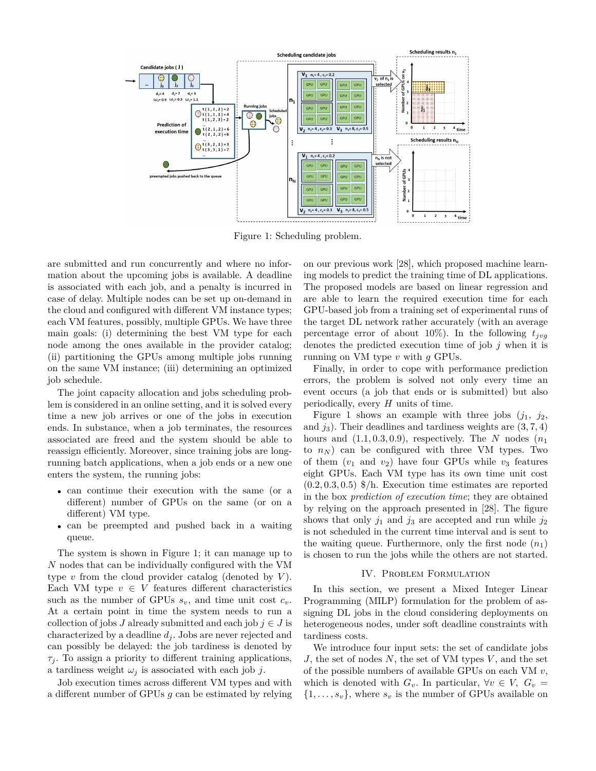Figure 1: Scheduling problem.

are submitted and run concurrently and where no information about the upcoming jobs is available. A deadline is associated with each job, and a penalty is incurred in case of delay. Multiple nodes can be set up on-demand in the cloud and configured with different VM instance types; each VM features, possibly, multiple GPUs. We have three main goals: (i) determining the best VM type for each node among the ones available in the provider catalog; (ii) partitioning the GPUs among multiple jobs running on the same VM instance; (iii) determining an optimized job schedule.

The joint capacity allocation and jobs scheduling problem is considered in an online setting, and it is solved every time a new job arrives or one of the jobs in execution ends. In substance, when a job terminates, the resources associated are freed and the system should be able to reassign efficiently. Moreover, since training jobs are long-running batch applications, when a job ends or a new one enters the system, the running jobs:

- can continue their execution with the same (or a different) number of GPUs on the same (or on a different) VM type.
- can be preempted and pushed back in a waiting queue.

The system is shown in Figure 1; it can manage up to $N$ nodes that can be individually configured with the VM type $v$ from the cloud provider catalog (denoted by $V$). Each VM type $v \in V$ features different characteristics such as the number of GPUs $s_v$, and time unit cost $c_v$. At a certain point in time the system needs to run a collection of jobs $J$ already submitted and each job $j \in J$ is characterized by a deadline $d_j$. Jobs are never rejected and can possibly be delayed: the job tardiness is denoted by $\tau_j$. To assign a priority to different training applications, a tardiness weight $\omega_j$ is associated with each job $j$.

Job execution times across different VM types and with a different number of GPUs $g$ can be estimated by relying on our previous work [28], which proposed machine learning models to predict the training time of DL applications. The proposed models are based on linear regression and are able to learn the required execution time for each GPU-based job from a training set of experimental runs of the target DL network rather accurately (with an average percentage error of about 10%). In the following $t_{jvg}$ denotes the predicted execution time of job $j$ when it is running on VM type $v$ with $g$ GPUs.

Finally, in order to cope with performance prediction errors, the problem is solved not only every time an event occurs (a job that ends or is submitted) but also periodically, every $H$ units of time.

Figure 1 shows an example with three jobs ($j_1$, $j_2$, and $j_3$). Their deadlines and tardiness weights are $(3, 7, 4)$ hours and $(1.1, 0.3, 0.9)$, respectively. The $N$ nodes ($n_1$ to $n_N$) can be configured with three VM types. Two of them ($v_1$ and $v_2$) have four GPUs while $v_3$ features eight GPUs. Each VM type has its own time unit cost $(0.2, 0.3, 0.5)$ \$/h. Execution time estimates are reported in the box *prediction of execution time*; they are obtained by relying on the approach presented in [28]. The figure shows that only $j_1$ and $j_3$ are accepted and run while $j_2$ is not scheduled in the current time interval and is sent to the waiting queue. Furthermore, only the first node ($n_1$) is chosen to run the jobs while the others are not started.

## IV. Problem Formulation

In this section, we present a Mixed Integer Linear Programming (MILP) formulation for the problem of assigning DL jobs in the cloud considering deployments on heterogeneous nodes, under soft deadline constraints with tardiness costs.

We introduce four input sets: the set of candidate jobs $J$, the set of nodes $N$, the set of VM types $V$, and the set of the possible numbers of available GPUs on each VM $v$, which is denoted with $G_v$. In particular, $\forall v \in V$, $G_v = \{1, \dots, s_v\}$, where $s_v$ is the number of GPUs available on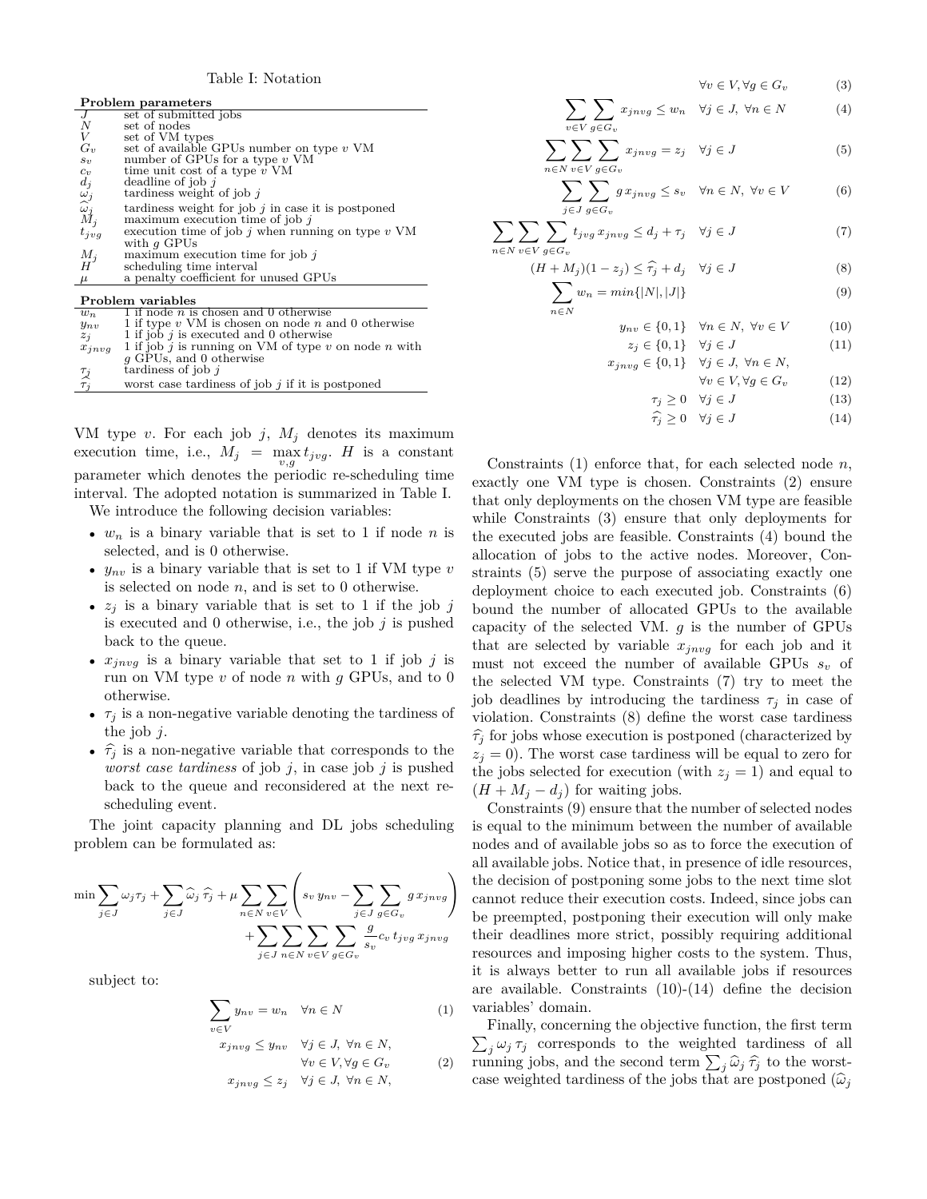Table I: Notation

| **Problem parameters** | |
|---|---|
| $J$ | set of submitted jobs |
| $N$ | set of nodes |
| $V$ | set of VM types |
| $G_v$ | set of available GPUs number on type $v$ VM |
| $s_v$ | number of GPUs for a type $v$ VM |
| $c_v$ | time unit cost of a type $v$ VM |
| $d_j$ | deadline of job $j$ |
| $\omega_j$ | tardiness weight of job $j$ |
| $\widehat{\omega}_j$ | tardiness weight for job $j$ in case it is postponed |
| $M_j$ | maximum execution time of job $j$ |
| $t_{jvg}$ | execution time of job $j$ when running on type $v$ VM with $g$ GPUs |
| $M_j$ | maximum execution time for job $j$ |
| $H$ | scheduling time interval |
| $\mu$ | a penalty coefficient for unused GPUs |
| **Problem variables** | |
| $w_n$ | 1 if node $n$ is chosen and 0 otherwise |
| $y_{nv}$ | 1 if type $v$ VM is chosen on node $n$ and 0 otherwise |
| $z_j$ | 1 if job $j$ is executed and 0 otherwise |
| $x_{jnvg}$ | 1 if job $j$ is running on VM of type $v$ on node $n$ with $g$ GPUs, and 0 otherwise |
| $\tau_j$ | tardiness of job $j$ |
| $\widehat{\tau}_j$ | worst case tardiness of job $j$ if it is postponed |

VM type $v$. For each job $j$, $M_j$ denotes its maximum execution time, i.e., $M_j = \max_{v,g} t_{jvg}$. $H$ is a constant parameter which denotes the periodic re-scheduling time interval. The adopted notation is summarized in Table I.

We introduce the following decision variables:

- $w_n$ is a binary variable that is set to 1 if node $n$ is selected, and is 0 otherwise.
- $y_{nv}$ is a binary variable that is set to 1 if VM type $v$ is selected on node $n$, and is set to 0 otherwise.
- $z_j$ is a binary variable that is set to 1 if the job $j$ is executed and 0 otherwise, i.e., the job $j$ is pushed back to the queue.
- $x_{jnvg}$ is a binary variable that set to 1 if job $j$ is run on VM type $v$ of node $n$ with $g$ GPUs, and to 0 otherwise.
- $\tau_j$ is a non-negative variable denoting the tardiness of the job $j$.
- $\widehat{\tau}_j$ is a non-negative variable that corresponds to the *worst case tardiness* of job $j$, in case job $j$ is pushed back to the queue and reconsidered at the next re-scheduling event.

The joint capacity planning and DL jobs scheduling problem can be formulated as:

$$\min \sum_{j\in J}\omega_j\tau_j + \sum_{j\in J}\widehat{\omega}_j\,\widehat{\tau}_j + \mu\sum_{n\in N}\sum_{v\in V}\left(s_v\,y_{nv} - \sum_{j\in J}\sum_{g\in G_v} g\,x_{jnvg}\right) + \sum_{j\in J}\sum_{n\in N}\sum_{v\in V}\sum_{g\in G_v}\frac{g}{s_v}c_v\,t_{jvg}\,x_{jnvg}$$

subject to:

$$\sum_{v\in V} y_{nv} = w_n \quad \forall n\in N \tag{1}$$

$$x_{jnvg} \le y_{nv} \quad \forall j\in J,\ \forall n\in N,\ \forall v\in V, \forall g\in G_v \tag{2}$$

$$x_{jnvg} \le z_j \quad \forall j\in J,\ \forall n\in N,\ \forall v\in V, \forall g\in G_v \tag{3}$$

$$\sum_{v\in V}\sum_{g\in G_v} x_{jnvg} \le w_n \quad \forall j\in J,\ \forall n\in N \tag{4}$$

$$\sum_{n\in N}\sum_{v\in V}\sum_{g\in G_v} x_{jnvg} = z_j \quad \forall j\in J \tag{5}$$

$$\sum_{j\in J}\sum_{g\in G_v} g\,x_{jnvg} \le s_v \quad \forall n\in N,\ \forall v\in V \tag{6}$$

$$\sum_{n\in N}\sum_{v\in V}\sum_{g\in G_v} t_{jvg}\,x_{jnvg} \le d_j + \tau_j \quad \forall j\in J \tag{7}$$

$$(H+M_j)(1-z_j) \le \widehat{\tau}_j + d_j \quad \forall j\in J \tag{8}$$

$$\sum_{n\in N} w_n = min\{|N|,|J|\} \tag{9}$$

$$y_{nv}\in\{0,1\} \quad \forall n\in N,\ \forall v\in V \tag{10}$$

$$z_j\in\{0,1\} \quad \forall j\in J \tag{11}$$

$$x_{jnvg}\in\{0,1\} \quad \forall j\in J,\ \forall n\in N,\ \forall v\in V, \forall g\in G_v \tag{12}$$

$$\tau_j \ge 0 \quad \forall j\in J \tag{13}$$

$$\widehat{\tau}_j \ge 0 \quad \forall j\in J \tag{14}$$

Constraints (1) enforce that, for each selected node $n$, exactly one VM type is chosen. Constraints (2) ensure that only deployments on the chosen VM type are feasible while Constraints (3) ensure that only deployments for the executed jobs are feasible. Constraints (4) bound the allocation of jobs to the active nodes. Moreover, Constraints (5) serve the purpose of associating exactly one deployment choice to each executed job. Constraints (6) bound the number of allocated GPUs to the available capacity of the selected VM. $g$ is the number of GPUs that are selected by variable $x_{jnvg}$ for each job and it must not exceed the number of available GPUs $s_v$ of the selected VM type. Constraints (7) try to meet the job deadlines by introducing the tardiness $\tau_j$ in case of violation. Constraints (8) define the worst case tardiness $\widehat{\tau}_j$ for jobs whose execution is postponed (characterized by $z_j = 0$). The worst case tardiness will be equal to zero for the jobs selected for execution (with $z_j = 1$) and equal to $(H + M_j - d_j)$ for waiting jobs.

Constraints (9) ensure that the number of selected nodes is equal to the minimum between the number of available nodes and of available jobs so as to force the execution of all available jobs. Notice that, in presence of idle resources, the decision of postponing some jobs to the next time slot cannot reduce their execution costs. Indeed, since jobs can be preempted, postponing their execution will only make their deadlines more strict, possibly requiring additional resources and imposing higher costs to the system. Thus, it is always better to run all available jobs if resources are available. Constraints (10)-(14) define the decision variables' domain.

Finally, concerning the objective function, the first term $\sum_j \omega_j\,\tau_j$ corresponds to the weighted tardiness of all running jobs, and the second term $\sum_j \widehat{\omega}_j\,\widehat{\tau}_j$ to the worst-case weighted tardiness of the jobs that are postponed ($\widehat{\omega}_j$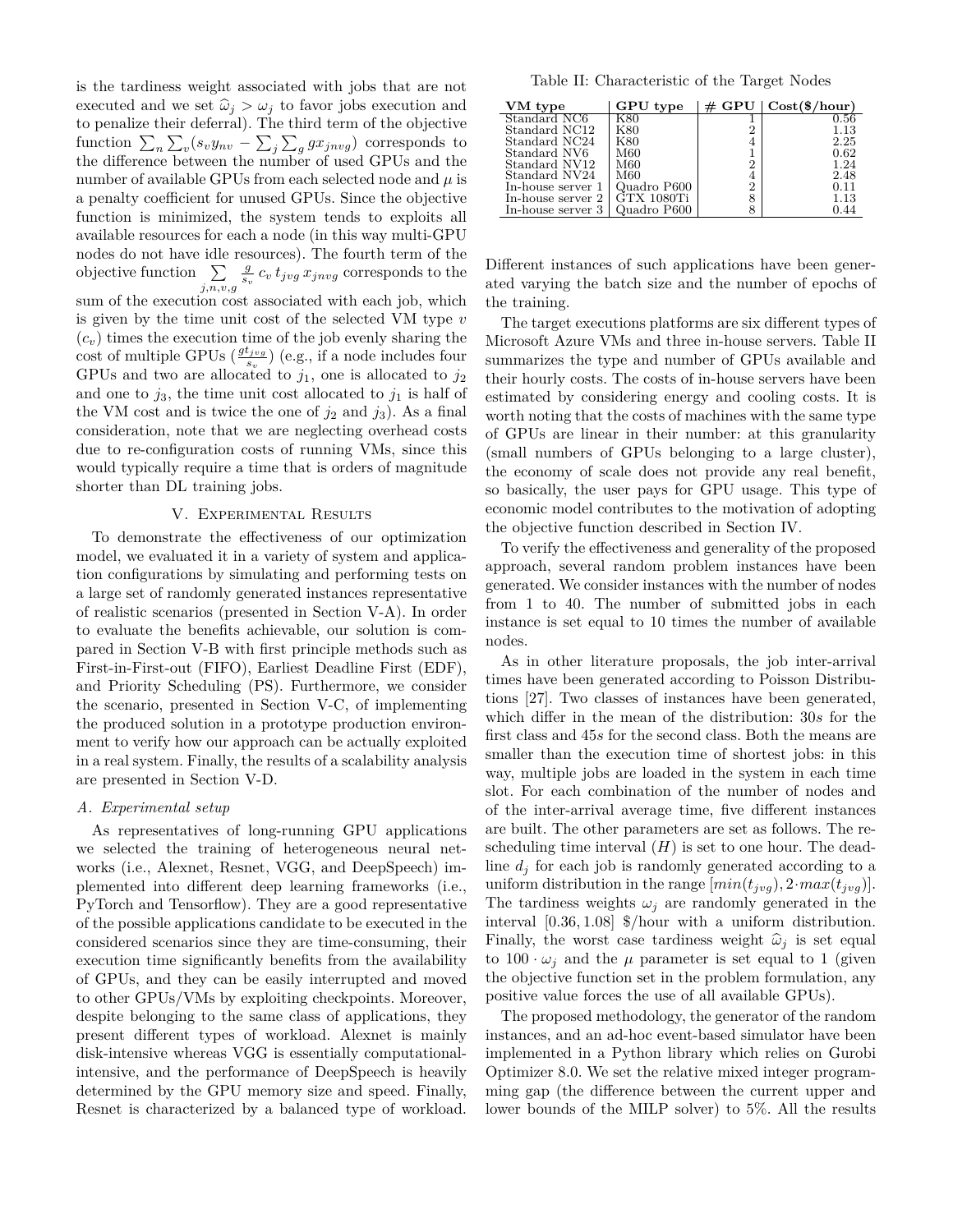is the tardiness weight associated with jobs that are not executed and we set $\widehat{\omega}_j > \omega_j$ to favor jobs execution and to penalize their deferral). The third term of the objective function $\sum_n \sum_v (s_v y_{nv} - \sum_j \sum_g g x_{jnvg})$ corresponds to the difference between the number of used GPUs and the number of available GPUs from each selected node and $\mu$ is a penalty coefficient for unused GPUs. Since the objective function is minimized, the system tends to exploits all available resources for each a node (in this way multi-GPU nodes do not have idle resources). The fourth term of the objective function $\sum_{j,n,v,g} \frac{g}{s_v} c_v \, t_{jvg} \, x_{jnvg}$ corresponds to the sum of the execution cost associated with each job, which is given by the time unit cost of the selected VM type $v$ ($c_v$) times the execution time of the job evenly sharing the cost of multiple GPUs ($\frac{g t_{jvg}}{s_v}$) (e.g., if a node includes four GPUs and two are allocated to $j_1$, one is allocated to $j_2$ and one to $j_3$, the time unit cost allocated to $j_1$ is half of the VM cost and is twice the one of $j_2$ and $j_3$). As a final consideration, note that we are neglecting overhead costs due to re-configuration costs of running VMs, since this would typically require a time that is orders of magnitude shorter than DL training jobs.

## V. Experimental Results

To demonstrate the effectiveness of our optimization model, we evaluated it in a variety of system and application configurations by simulating and performing tests on a large set of randomly generated instances representative of realistic scenarios (presented in Section V-A). In order to evaluate the benefits achievable, our solution is compared in Section V-B with first principle methods such as First-in-First-out (FIFO), Earliest Deadline First (EDF), and Priority Scheduling (PS). Furthermore, we consider the scenario, presented in Section V-C, of implementing the produced solution in a prototype production environment to verify how our approach can be actually exploited in a real system. Finally, the results of a scalability analysis are presented in Section V-D.

### A. Experimental setup

As representatives of long-running GPU applications we selected the training of heterogeneous neural networks (i.e., Alexnet, Resnet, VGG, and DeepSpeech) implemented into different deep learning frameworks (i.e., PyTorch and Tensorflow). They are a good representative of the possible applications candidate to be executed in the considered scenarios since they are time-consuming, their execution time significantly benefits from the availability of GPUs, and they can be easily interrupted and moved to other GPUs/VMs by exploiting checkpoints. Moreover, despite belonging to the same class of applications, they present different types of workload. Alexnet is mainly disk-intensive whereas VGG is essentially computational-intensive, and the performance of DeepSpeech is heavily determined by the GPU memory size and speed. Finally, Resnet is characterized by a balanced type of workload.

Table II: Characteristic of the Target Nodes

| VM type | GPU type | # GPU | Cost($/hour) |
|---|---|---|---|
| Standard NC6 | K80 | 1 | 0.56 |
| Standard NC12 | K80 | 2 | 1.13 |
| Standard NC24 | K80 | 4 | 2.25 |
| Standard NV6 | M60 | 1 | 0.62 |
| Standard NV12 | M60 | 2 | 1.24 |
| Standard NV24 | M60 | 4 | 2.48 |
| In-house server 1 | Quadro P600 | 2 | 0.11 |
| In-house server 2 | GTX 1080Ti | 8 | 1.13 |
| In-house server 3 | Quadro P600 | 8 | 0.44 |

Different instances of such applications have been generated varying the batch size and the number of epochs of the training.

The target executions platforms are six different types of Microsoft Azure VMs and three in-house servers. Table II summarizes the type and number of GPUs available and their hourly costs. The costs of in-house servers have been estimated by considering energy and cooling costs. It is worth noting that the costs of machines with the same type of GPUs are linear in their number: at this granularity (small numbers of GPUs belonging to a large cluster), the economy of scale does not provide any real benefit, so basically, the user pays for GPU usage. This type of economic model contributes to the motivation of adopting the objective function described in Section IV.

To verify the effectiveness and generality of the proposed approach, several random problem instances have been generated. We consider instances with the number of nodes from 1 to 40. The number of submitted jobs in each instance is set equal to 10 times the number of available nodes.

As in other literature proposals, the job inter-arrival times have been generated according to Poisson Distributions [27]. Two classes of instances have been generated, which differ in the mean of the distribution: $30s$ for the first class and $45s$ for the second class. Both the means are smaller than the execution time of shortest jobs: in this way, multiple jobs are loaded in the system in each time slot. For each combination of the number of nodes and of the inter-arrival average time, five different instances are built. The other parameters are set as follows. The rescheduling time interval ($H$) is set to one hour. The deadline $d_j$ for each job is randomly generated according to a uniform distribution in the range $[min(t_{jvg}), 2 \cdot max(t_{jvg})]$. The tardiness weights $\omega_j$ are randomly generated in the interval $[0.36, 1.08]$ \$/hour with a uniform distribution. Finally, the worst case tardiness weight $\widehat{\omega}_j$ is set equal to $100 \cdot \omega_j$ and the $\mu$ parameter is set equal to 1 (given the objective function set in the problem formulation, any positive value forces the use of all available GPUs).

The proposed methodology, the generator of the random instances, and an ad-hoc event-based simulator have been implemented in a Python library which relies on Gurobi Optimizer 8.0. We set the relative mixed integer programming gap (the difference between the current upper and lower bounds of the MILP solver) to 5%. All the results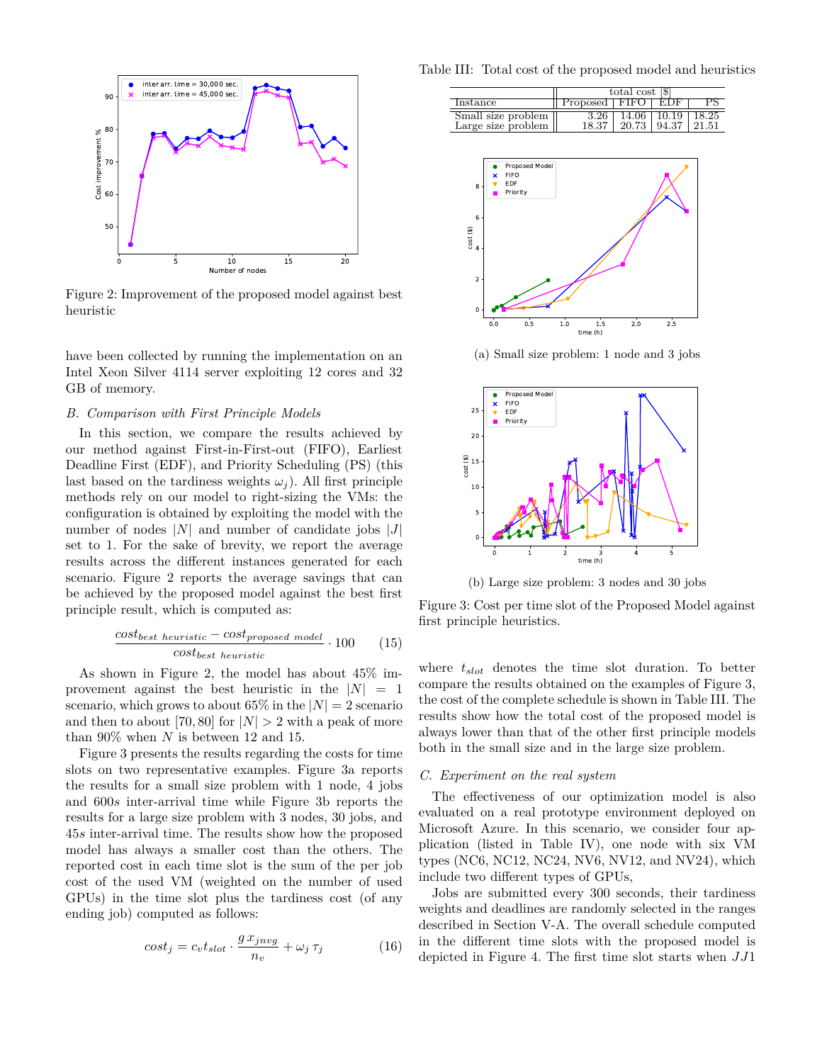Figure 2: Improvement of the proposed model against best heuristic

have been collected by running the implementation on an Intel Xeon Silver 4114 server exploiting 12 cores and 32 GB of memory.

### B. Comparison with First Principle Models

In this section, we compare the results achieved by our method against First-in-First-out (FIFO), Earliest Deadline First (EDF), and Priority Scheduling (PS) (this last based on the tardiness weights $\omega_j$). All first principle methods rely on our model to right-sizing the VMs: the configuration is obtained by exploiting the model with the number of nodes $|N|$ and number of candidate jobs $|J|$ set to 1. For the sake of brevity, we report the average results across the different instances generated for each scenario. Figure 2 reports the average savings that can be achieved by the proposed model against the best first principle result, which is computed as:

$$\frac{cost_{best\ heuristic} - cost_{proposed\ model}}{cost_{best\ heuristic}} \cdot 100 \qquad (15)$$

As shown in Figure 2, the model has about 45% improvement against the best heuristic in the $|N| = 1$ scenario, which grows to about 65% in the $|N| = 2$ scenario and then to about $[70, 80]$ for $|N| > 2$ with a peak of more than 90% when $N$ is between 12 and 15.

Figure 3 presents the results regarding the costs for time slots on two representative examples. Figure 3a reports the results for a small size problem with 1 node, 4 jobs and $600s$ inter-arrival time while Figure 3b reports the results for a large size problem with 3 nodes, 30 jobs, and $45s$ inter-arrival time. The results show how the proposed model has always a smaller cost than the others. The reported cost in each time slot is the sum of the per job cost of the used VM (weighted on the number of used GPUs) in the time slot plus the tardiness cost (of any ending job) computed as follows:

$$cost_j = c_v t_{slot} \cdot \frac{g\, x_{jnvg}}{n_v} + \omega_j\, \tau_j \qquad (16)$$

Table III: Total cost of the proposed model and heuristics

| Instance | total cost [$] | | | |
|---|---|---|---|---|
| | Proposed | FIFO | EDF | PS |
| Small size problem | 3.26 | 14.06 | 10.19 | 18.25 |
| Large size problem | 18.37 | 20.73 | 94.37 | 21.51 |

(a) Small size problem: 1 node and 3 jobs

(b) Large size problem: 3 nodes and 30 jobs

Figure 3: Cost per time slot of the Proposed Model against first principle heuristics.

where $t_{slot}$ denotes the time slot duration. To better compare the results obtained on the examples of Figure 3, the cost of the complete schedule is shown in Table III. The results show how the total cost of the proposed model is always lower than that of the other first principle models both in the small size and in the large size problem.

### C. Experiment on the real system

The effectiveness of our optimization model is also evaluated on a real prototype environment deployed on Microsoft Azure. In this scenario, we consider four application (listed in Table IV), one node with six VM types (NC6, NC12, NC24, NV6, NV12, and NV24), which include two different types of GPUs,

Jobs are submitted every 300 seconds, their tardiness weights and deadlines are randomly selected in the ranges described in Section V-A. The overall schedule computed in the different time slots with the proposed model is depicted in Figure 4. The first time slot starts when $JJ1$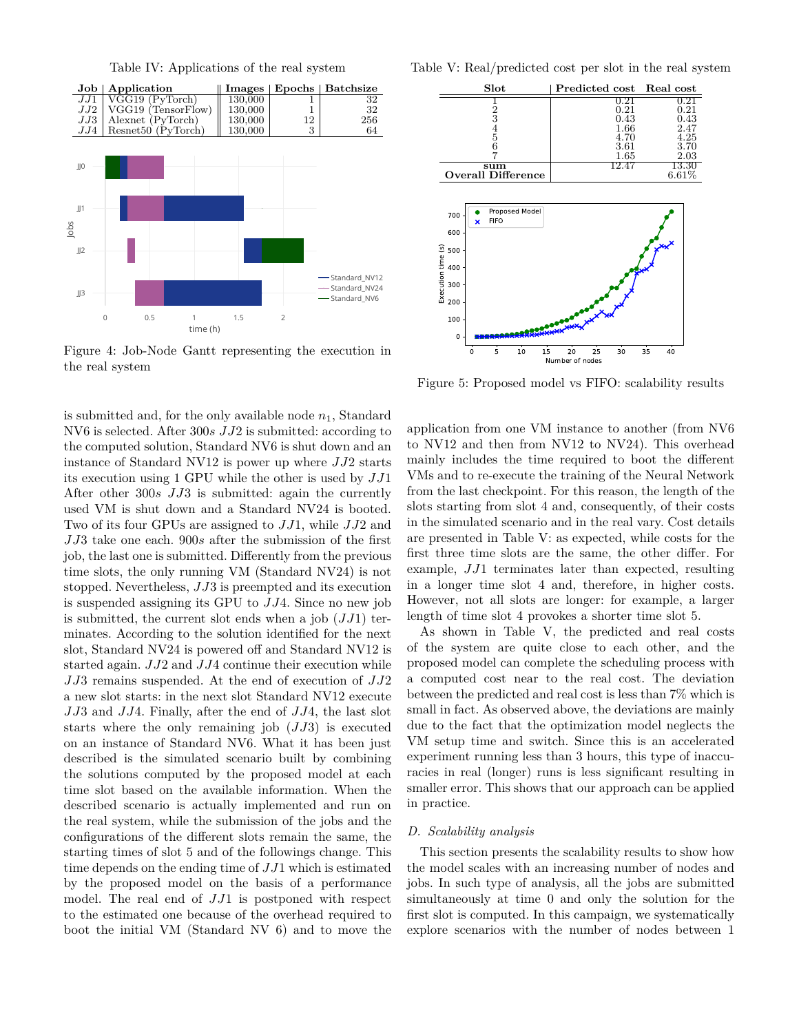Table IV: Applications of the real system

| Job | Application | Images | Epochs | Batchsize |
|---|---|---|---|---|
| $JJ1$ | VGG19 (PyTorch) | 130,000 | 1 | 32 |
| $JJ2$ | VGG19 (TensorFlow) | 130,000 | 1 | 32 |
| $JJ3$ | Alexnet (PyTorch) | 130,000 | 12 | 256 |
| $JJ4$ | Resnet50 (PyTorch) | 130,000 | 3 | 64 |

Figure 4: Job-Node Gantt representing the execution in the real system

Table V: Real/predicted cost per slot in the real system

| Slot | Predicted cost | Real cost |
|---|---|---|
| 1 | 0.21 | 0.21 |
| 2 | 0.21 | 0.21 |
| 3 | 0.43 | 0.43 |
| 4 | 1.66 | 2.47 |
| 5 | 4.70 | 4.25 |
| 6 | 3.61 | 3.70 |
| 7 | 1.65 | 2.03 |
| **sum** | 12.47 | 13.30 |
| **Overall Difference** | | 6.61% |

Figure 5: Proposed model vs FIFO: scalability results

is submitted and, for the only available node $n_1$, Standard NV6 is selected. After $300s$ $JJ2$ is submitted: according to the computed solution, Standard NV6 is shut down and an instance of Standard NV12 is power up where $JJ2$ starts its execution using 1 GPU while the other is used by $JJ1$ After other $300s$ $JJ3$ is submitted: again the currently used VM is shut down and a Standard NV24 is booted. Two of its four GPUs are assigned to $JJ1$, while $JJ2$ and $JJ3$ take one each. $900s$ after the submission of the first job, the last one is submitted. Differently from the previous time slots, the only running VM (Standard NV24) is not stopped. Nevertheless, $JJ3$ is preempted and its execution is suspended assigning its GPU to $JJ4$. Since no new job is submitted, the current slot ends when a job ($JJ1$) terminates. According to the solution identified for the next slot, Standard NV24 is powered off and Standard NV12 is started again. $JJ2$ and $JJ4$ continue their execution while $JJ3$ remains suspended. At the end of execution of $JJ2$ a new slot starts: in the next slot Standard NV12 execute $JJ3$ and $JJ4$. Finally, after the end of $JJ4$, the last slot starts where the only remaining job ($JJ3$) is executed on an instance of Standard NV6. What it has been just described is the simulated scenario built by combining the solutions computed by the proposed model at each time slot based on the available information. When the described scenario is actually implemented and run on the real system, while the submission of the jobs and the configurations of the different slots remain the same, the starting times of slot 5 and of the followings change. This time depends on the ending time of $JJ1$ which is estimated by the proposed model on the basis of a performance model. The real end of $JJ1$ is postponed with respect to the estimated one because of the overhead required to boot the initial VM (Standard NV 6) and to move the application from one VM instance to another (from NV6 to NV12 and then from NV12 to NV24). This overhead mainly includes the time required to boot the different VMs and to re-execute the training of the Neural Network from the last checkpoint. For this reason, the length of the slots starting from slot 4 and, consequently, of their costs in the simulated scenario and in the real vary. Cost details are presented in Table V: as expected, while costs for the first three time slots are the same, the other differ. For example, $JJ1$ terminates later than expected, resulting in a longer time slot 4 and, therefore, in higher costs. However, not all slots are longer: for example, a larger length of time slot 4 provokes a shorter time slot 5.

As shown in Table V, the predicted and real costs of the system are quite close to each other, and the proposed model can complete the scheduling process with a computed cost near to the real cost. The deviation between the predicted and real cost is less than 7% which is small in fact. As observed above, the deviations are mainly due to the fact that the optimization model neglects the VM setup time and switch. Since this is an accelerated experiment running less than 3 hours, this type of inaccuracies in real (longer) runs is less significant resulting in smaller error. This shows that our approach can be applied in practice.

### D. Scalability analysis

This section presents the scalability results to show how the model scales with an increasing number of nodes and jobs. In such type of analysis, all the jobs are submitted simultaneously at time 0 and only the solution for the first slot is computed. In this campaign, we systematically explore scenarios with the number of nodes between 1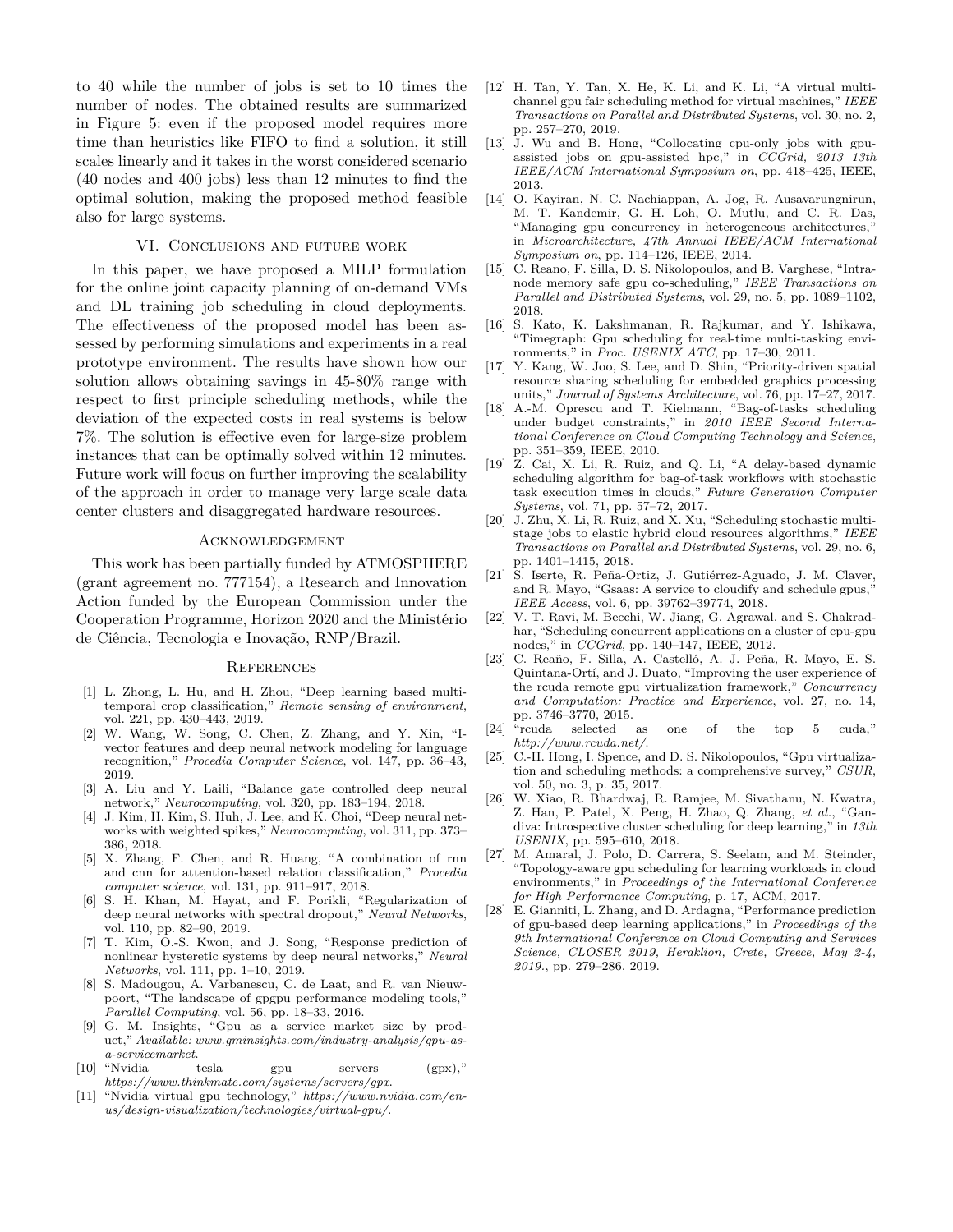to 40 while the number of jobs is set to 10 times the number of nodes. The obtained results are summarized in Figure 5: even if the proposed model requires more time than heuristics like FIFO to find a solution, it still scales linearly and it takes in the worst considered scenario (40 nodes and 400 jobs) less than 12 minutes to find the optimal solution, making the proposed method feasible also for large systems.

## VI. Conclusions and future work

In this paper, we have proposed a MILP formulation for the online joint capacity planning of on-demand VMs and DL training job scheduling in cloud deployments. The effectiveness of the proposed model has been assessed by performing simulations and experiments in a real prototype environment. The results have shown how our solution allows obtaining savings in 45-80% range with respect to first principle scheduling methods, while the deviation of the expected costs in real systems is below 7%. The solution is effective even for large-size problem instances that can be optimally solved within 12 minutes. Future work will focus on further improving the scalability of the approach in order to manage very large scale data center clusters and disaggregated hardware resources.

## Acknowledgement

This work has been partially funded by ATMOSPHERE (grant agreement no. 777154), a Research and Innovation Action funded by the European Commission under the Cooperation Programme, Horizon 2020 and the Ministério de Ciência, Tecnologia e Inovação, RNP/Brazil.

## References

[1] L. Zhong, L. Hu, and H. Zhou, "Deep learning based multi-temporal crop classification," *Remote sensing of environment*, vol. 221, pp. 430–443, 2019.

[2] W. Wang, W. Song, C. Chen, Z. Zhang, and Y. Xin, "I-vector features and deep neural network modeling for language recognition," *Procedia Computer Science*, vol. 147, pp. 36–43, 2019.

[3] A. Liu and Y. Laili, "Balance gate controlled deep neural network," *Neurocomputing*, vol. 320, pp. 183–194, 2018.

[4] J. Kim, H. Kim, S. Huh, J. Lee, and K. Choi, "Deep neural networks with weighted spikes," *Neurocomputing*, vol. 311, pp. 373–386, 2018.

[5] X. Zhang, F. Chen, and R. Huang, "A combination of rnn and cnn for attention-based relation classification," *Procedia computer science*, vol. 131, pp. 911–917, 2018.

[6] S. H. Khan, M. Hayat, and F. Porikli, "Regularization of deep neural networks with spectral dropout," *Neural Networks*, vol. 110, pp. 82–90, 2019.

[7] T. Kim, O.-S. Kwon, and J. Song, "Response prediction of nonlinear hysteretic systems by deep neural networks," *Neural Networks*, vol. 111, pp. 1–10, 2019.

[8] S. Madougou, A. Varbanescu, C. de Laat, and R. van Nieuwpoort, "The landscape of gpgpu performance modeling tools," *Parallel Computing*, vol. 56, pp. 18–33, 2016.

[9] G. M. Insights, "Gpu as a service market size by product," *Available: www.gminsights.com/industry-analysis/gpu-as-a-servicemarket*.

[10] "Nvidia tesla gpu servers (gpx)," *https://www.thinkmate.com/systems/servers/gpx*.

[11] "Nvidia virtual gpu technology," *https://www.nvidia.com/en-us/design-visualization/technologies/virtual-gpu/*.

[12] H. Tan, Y. Tan, X. He, K. Li, and K. Li, "A virtual multi-channel gpu fair scheduling method for virtual machines," *IEEE Transactions on Parallel and Distributed Systems*, vol. 30, no. 2, pp. 257–270, 2019.

[13] J. Wu and B. Hong, "Collocating cpu-only jobs with gpu-assisted jobs on gpu-assisted hpc," in *CCGrid, 2013 13th IEEE/ACM International Symposium on*, pp. 418–425, IEEE, 2013.

[14] O. Kayiran, N. C. Nachiappan, A. Jog, R. Ausavarungnirun, M. T. Kandemir, G. H. Loh, O. Mutlu, and C. R. Das, "Managing gpu concurrency in heterogeneous architectures," in *Microarchitecture, 47th Annual IEEE/ACM International Symposium on*, pp. 114–126, IEEE, 2014.

[15] C. Reano, F. Silla, D. S. Nikolopoulos, and B. Varghese, "Intra-node memory safe gpu co-scheduling," *IEEE Transactions on Parallel and Distributed Systems*, vol. 29, no. 5, pp. 1089–1102, 2018.

[16] S. Kato, K. Lakshmanan, R. Rajkumar, and Y. Ishikawa, "Timegraph: Gpu scheduling for real-time multi-tasking environments," in *Proc. USENIX ATC*, pp. 17–30, 2011.

[17] Y. Kang, W. Joo, S. Lee, and D. Shin, "Priority-driven spatial resource sharing scheduling for embedded graphics processing units," *Journal of Systems Architecture*, vol. 76, pp. 17–27, 2017.

[18] A.-M. Oprescu and T. Kielmann, "Bag-of-tasks scheduling under budget constraints," in *2010 IEEE Second International Conference on Cloud Computing Technology and Science*, pp. 351–359, IEEE, 2010.

[19] Z. Cai, X. Li, R. Ruiz, and Q. Li, "A delay-based dynamic scheduling algorithm for bag-of-task workflows with stochastic task execution times in clouds," *Future Generation Computer Systems*, vol. 71, pp. 57–72, 2017.

[20] J. Zhu, X. Li, R. Ruiz, and X. Xu, "Scheduling stochastic multi-stage jobs to elastic hybrid cloud resources algorithms," *IEEE Transactions on Parallel and Distributed Systems*, vol. 29, no. 6, pp. 1401–1415, 2018.

[21] S. Iserte, R. Peña-Ortiz, J. Gutiérrez-Aguado, J. M. Claver, and R. Mayo, "Gsaas: A service to cloudify and schedule gpus," *IEEE Access*, vol. 6, pp. 39762–39774, 2018.

[22] V. T. Ravi, M. Becchi, W. Jiang, G. Agrawal, and S. Chakradhar, "Scheduling concurrent applications on a cluster of cpu-gpu nodes," in *CCGrid*, pp. 140–147, IEEE, 2012.

[23] C. Reaño, F. Silla, A. Castelló, A. J. Peña, R. Mayo, E. S. Quintana-Ortí, and J. Duato, "Improving the user experience of the rcuda remote gpu virtualization framework," *Concurrency and Computation: Practice and Experience*, vol. 27, no. 14, pp. 3746–3770, 2015.

[24] "rcuda selected as one of the top 5 cuda," *http://www.rcuda.net/*.

[25] C.-H. Hong, I. Spence, and D. S. Nikolopoulos, "Gpu virtualization and scheduling methods: a comprehensive survey," *CSUR*, vol. 50, no. 3, p. 35, 2017.

[26] W. Xiao, R. Bhardwaj, R. Ramjee, M. Sivathanu, N. Kwatra, Z. Han, P. Patel, X. Peng, H. Zhao, Q. Zhang, *et al.*, "Gandiva: Introspective cluster scheduling for deep learning," in *13th USENIX*, pp. 595–610, 2018.

[27] M. Amaral, J. Polo, D. Carrera, S. Seelam, and M. Steinder, "Topology-aware gpu scheduling for learning workloads in cloud environments," in *Proceedings of the International Conference for High Performance Computing*, p. 17, ACM, 2017.

[28] E. Gianniti, L. Zhang, and D. Ardagna, "Performance prediction of gpu-based deep learning applications," in *Proceedings of the 9th International Conference on Cloud Computing and Services Science, CLOSER 2019, Heraklion, Crete, Greece, May 2-4, 2019.*, pp. 279–286, 2019.